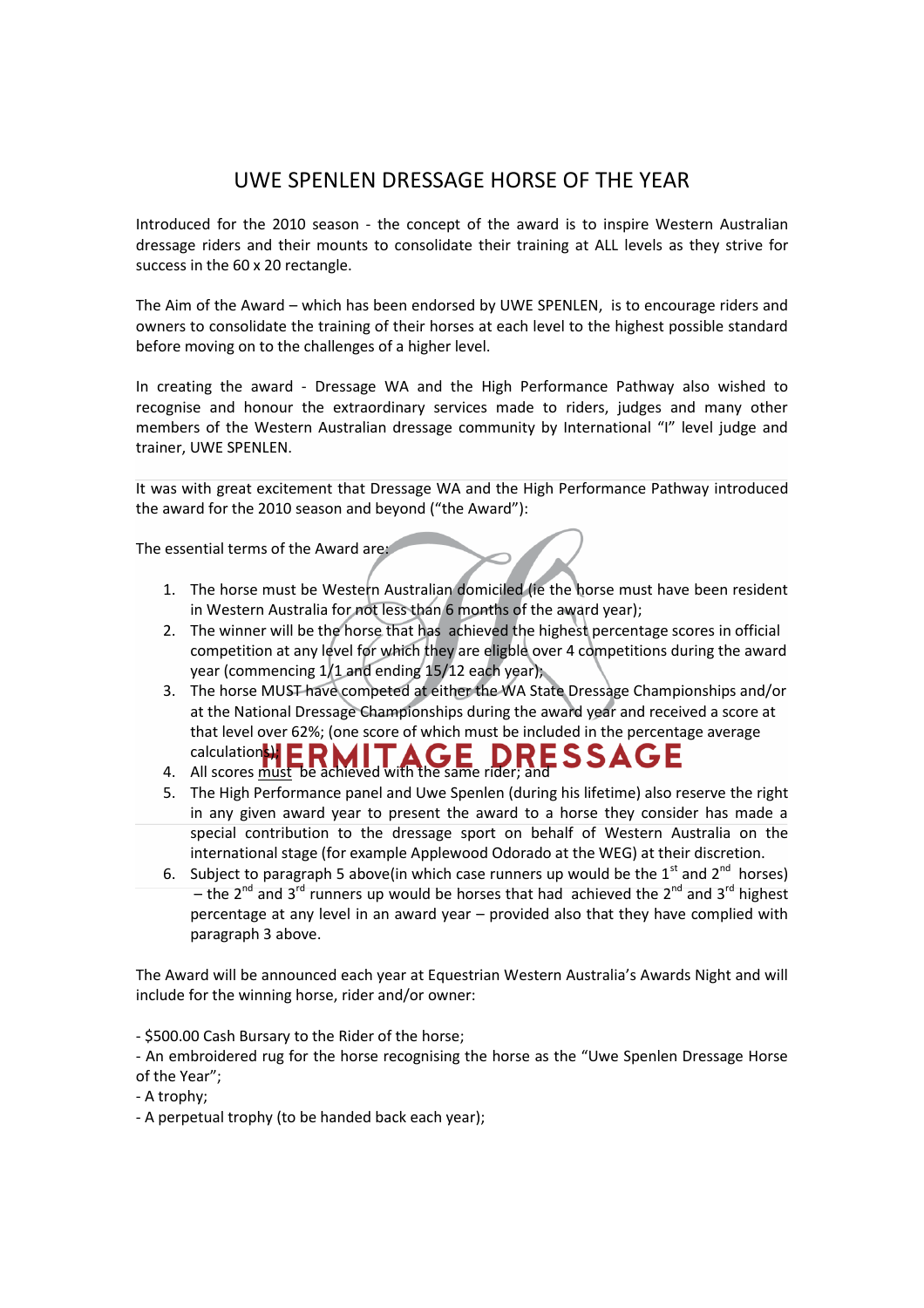# UWE SPENLEN DRESSAGE HORSE OF THE YEAR

Introduced for the 2010 season - the concept of the award is to inspire Western Australian dressage riders and their mounts to consolidate their training at ALL levels as they strive for success in the 60 x 20 rectangle.

The Aim of the Award – which has been endorsed by UWE SPENLEN, is to encourage riders and owners to consolidate the training of their horses at each level to the highest possible standard before moving on to the challenges of a higher level.

In creating the award - Dressage WA and the High Performance Pathway also wished to recognise and honour the extraordinary services made to riders, judges and many other members of the Western Australian dressage community by International "I" level judge and trainer, UWE SPENLEN.

It was with great excitement that Dressage WA and the High Performance Pathway introduced the award for the 2010 season and beyond ("the Award"):

The essential terms of the Award are:

1. The horse must be Western Australian domiciled (ie the horse must have been resident in Western Australia for not less than 6 months of the award year);
2. The winner will be the horse that has achieved the highest percentage scores in official competition at any level for which they are eligible over 4 competitions during the award year (commencing 1/1 and ending 15/12 each year);
3. The horse MUST have competed at either the WA State Dressage Championships and/or at the National Dressage Championships during the award year and received a score at that level over 62%; (one score of which must be included in the percentage average calculations);
4. All scores must be achieved with the same rider; and
5. The High Performance panel and Uwe Spenlen (during his lifetime) also reserve the right in any given award year to present the award to a horse they consider has made a special contribution to the dressage sport on behalf of Western Australia on the international stage (for example Applewood Odorado at the WEG) at their discretion.
6. Subject to paragraph 5 above(in which case runners up would be the 1st and 2nd horses) – the 2nd and 3rd runners up would be horses that had achieved the 2nd and 3rd highest percentage at any level in an award year – provided also that they have complied with paragraph 3 above.

The Award will be announced each year at Equestrian Western Australia's Awards Night and will include for the winning horse, rider and/or owner:

- $500.00 Cash Bursary to the Rider of the horse;
- An embroidered rug for the horse recognising the horse as the "Uwe Spenlen Dressage Horse of the Year";
- A trophy;
- A perpetual trophy (to be handed back each year);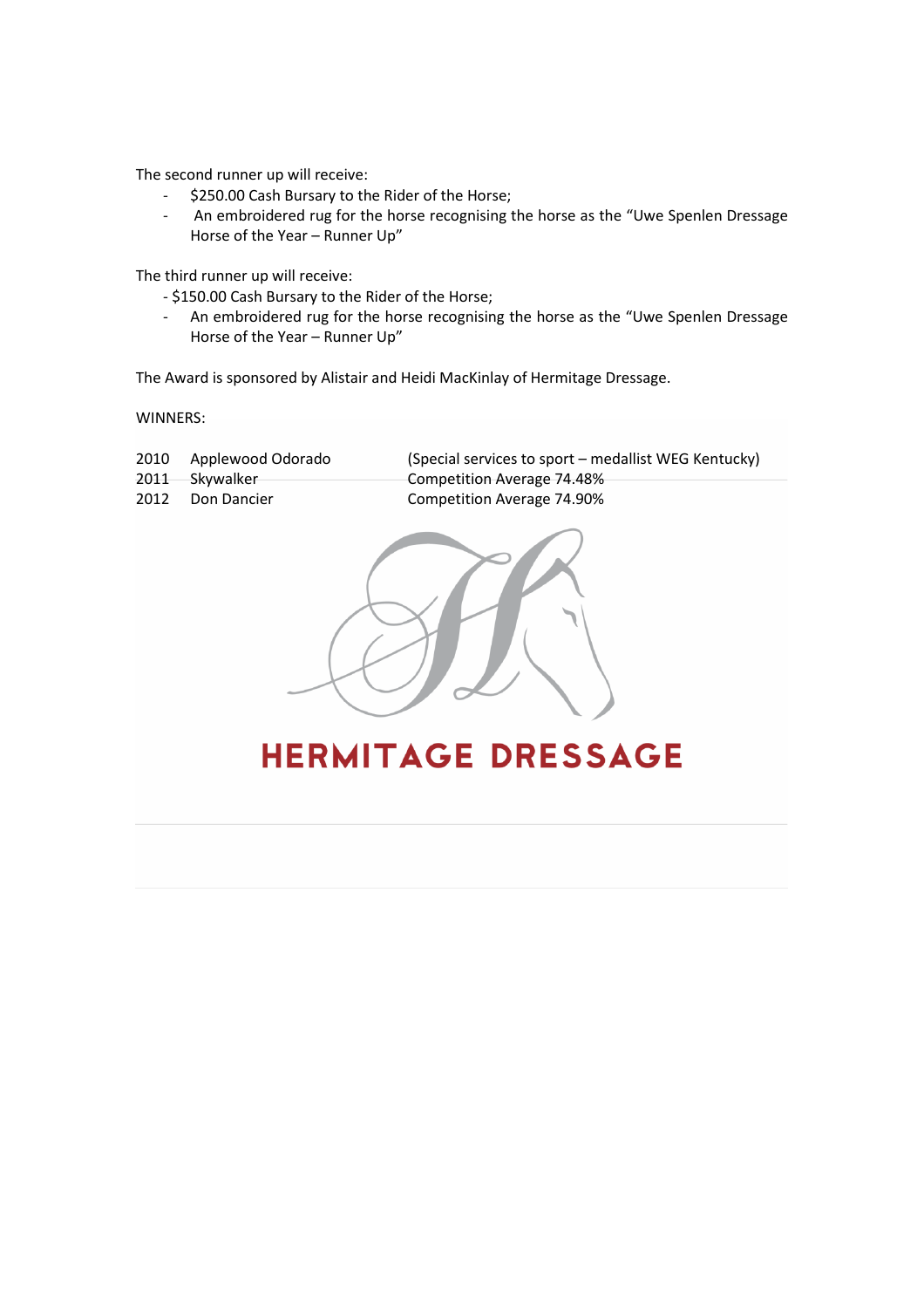The second runner up will receive:

- $250.00 Cash Bursary to the Rider of the Horse;
- An embroidered rug for the horse recognising the horse as the "Uwe Spenlen Dressage Horse of the Year – Runner Up"

The third runner up will receive:

- $150.00 Cash Bursary to the Rider of the Horse;
- An embroidered rug for the horse recognising the horse as the "Uwe Spenlen Dressage Horse of the Year – Runner Up"

The Award is sponsored by Alistair and Heidi MacKinlay of Hermitage Dressage.

WINNERS:

| | | |
|---|---|---|
| 2010 | Applewood Odorado | (Special services to sport – medallist WEG Kentucky) |
| 2011 | Skywalker | Competition Average 74.48% |
| 2012 | Don Dancier | Competition Average 74.90% |

HERMITAGE DRESSAGE